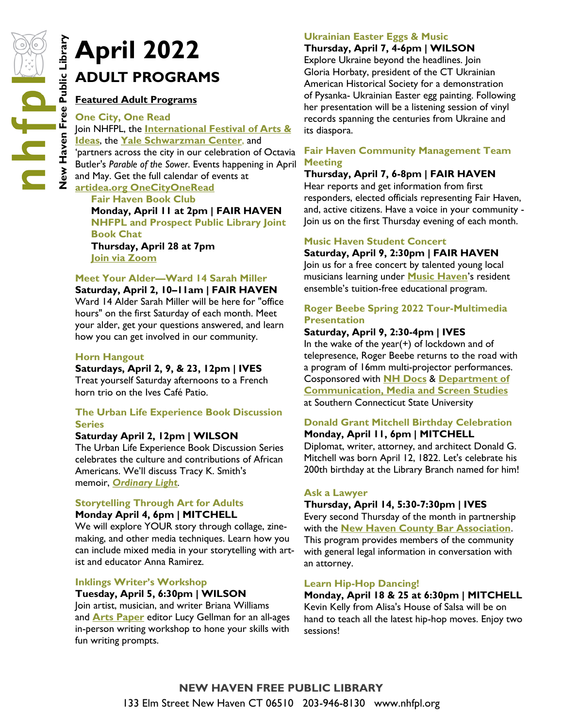# April 2022

## ADULT PROGRAMS

**Featured Adult Programs**

### One City, One Read

Join NHFPL, the **International Festival of Arts & Ideas**, the **Yale Schwarzman Center**, and 'partners across the city in our celebration of Octavia Butler's *Parable of the Sower*. Events happening in April and May. Get the full calendar of events at **artidea.org OneCityOneRead**

> **Fair Haven Book Club**
> **Monday, April 11 at 2pm | FAIR HAVEN**
> **NHFPL and Prospect Public Library Joint Book Chat**
> **Thursday, April 28 at 7pm**
> **Join via Zoom**

### Meet Your Alder—Ward 14 Sarah Miller

**Saturday, April 2, 10–11am | FAIR HAVEN**

Ward 14 Alder Sarah Miller will be here for "office hours" on the first Saturday of each month. Meet your alder, get your questions answered, and learn how you can get involved in our community.

### Horn Hangout

**Saturdays, April 2, 9, & 23, 12pm | IVES**

Treat yourself Saturday afternoons to a French horn trio on the Ives Café Patio.

### The Urban Life Experience Book Discussion Series

**Saturday April 2, 12pm | WILSON**

The Urban Life Experience Book Discussion Series celebrates the culture and contributions of African Americans. We'll discuss Tracy K. Smith's memoir, ***Ordinary Light***.

### Storytelling Through Art for Adults

**Monday April 4, 6pm | MITCHELL**

We will explore YOUR story through collage, zine-making, and other media techniques. Learn how you can include mixed media in your storytelling with artist and educator Anna Ramirez.

### Inklings Writer's Workshop

**Tuesday, April 5, 6:30pm | WILSON**

Join artist, musician, and writer Briana Williams and **Arts Paper** editor Lucy Gellman for an all-ages in-person writing workshop to hone your skills with fun writing prompts.

### Ukrainian Easter Eggs & Music

**Thursday, April 7, 4-6pm | WILSON**

Explore Ukraine beyond the headlines. Join Gloria Horbaty, president of the CT Ukrainian American Historical Society for a demonstration of Pysanka- Ukrainian Easter egg painting. Following her presentation will be a listening session of vinyl records spanning the centuries from Ukraine and its diaspora.

### Fair Haven Community Management Team Meeting

**Thursday, April 7, 6-8pm | FAIR HAVEN**

Hear reports and get information from first responders, elected officials representing Fair Haven, and, active citizens. Have a voice in your community - Join us on the first Thursday evening of each month.

### Music Haven Student Concert

**Saturday, April 9, 2:30pm | FAIR HAVEN**

Join us for a free concert by talented young local musicians learning under **Music Haven**'s resident ensemble's tuition-free educational program.

### Roger Beebe Spring 2022 Tour-Multimedia Presentation

**Saturday, April 9, 2:30-4pm | IVES**

In the wake of the year(+) of lockdown and of telepresence, Roger Beebe returns to the road with a program of 16mm multi-projector performances. Cosponsored with **NH Docs** & **Department of Communication, Media and Screen Studies** at Southern Connecticut State University

### Donald Grant Mitchell Birthday Celebration

**Monday, April 11, 6pm | MITCHELL**

Diplomat, writer, attorney, and architect Donald G. Mitchell was born April 12, 1822. Let's celebrate his 200th birthday at the Library Branch named for him!

### Ask a Lawyer

**Thursday, April 14, 5:30-7:30pm | IVES**

Every second Thursday of the month in partnership with the **New Haven County Bar Association**. This program provides members of the community with general legal information in conversation with an attorney.

### Learn Hip-Hop Dancing!

**Monday, April 18 & 25 at 6:30pm | MITCHELL**

Kevin Kelly from Alisa's House of Salsa will be on hand to teach all the latest hip-hop moves. Enjoy two sessions!

**NEW HAVEN FREE PUBLIC LIBRARY**
133 Elm Street New Haven CT 06510 203-946-8130 www.nhfpl.org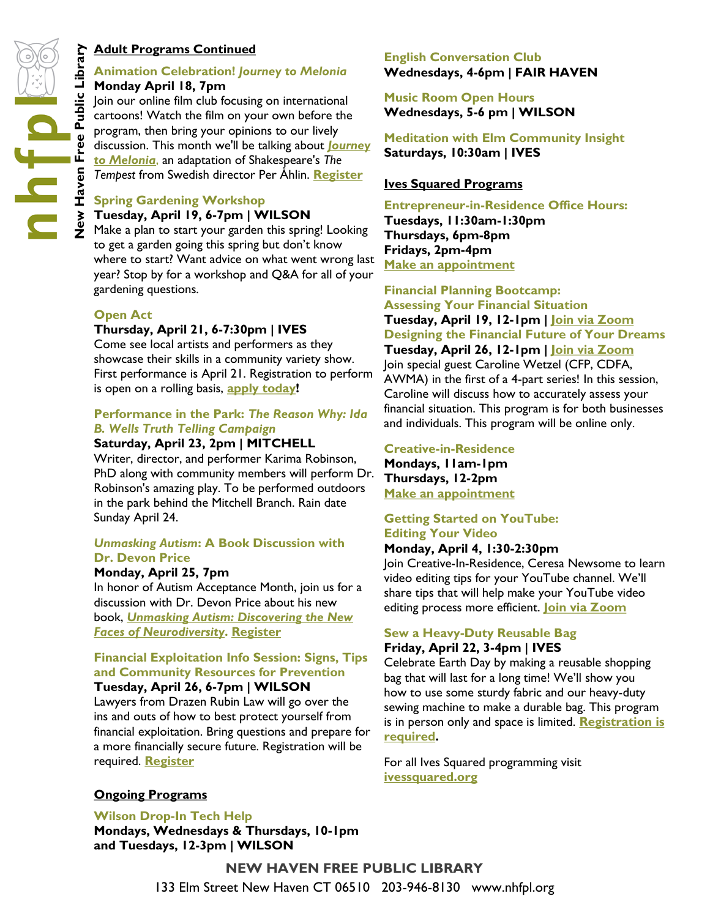## Adult Programs Continued

### Animation Celebration! *Journey to Melonia*

**Monday April 18, 7pm**

Join our online film club focusing on international cartoons! Watch the film on your own before the program, then bring your opinions to our lively discussion. This month we'll be talking about ***Journey to Melonia***, an adaptation of Shakespeare's *The Tempest* from Swedish director Per Åhlin. **Register**

### Spring Gardening Workshop

**Tuesday, April 19, 6-7pm | WILSON**

Make a plan to start your garden this spring! Looking to get a garden going this spring but don't know where to start? Want advice on what went wrong last year? Stop by for a workshop and Q&A for all of your gardening questions.

### Open Act

**Thursday, April 21, 6-7:30pm | IVES**

Come see local artists and performers as they showcase their skills in a community variety show. First performance is April 21. Registration to perform is open on a rolling basis, **apply today!**

### Performance in the Park: *The Reason Why: Ida B. Wells Truth Telling Campaign*

**Saturday, April 23, 2pm | MITCHELL**

Writer, director, and performer Karima Robinson, PhD along with community members will perform Dr. Robinson's amazing play. To be performed outdoors in the park behind the Mitchell Branch. Rain date Sunday April 24.

### *Unmasking Autism*: A Book Discussion with Dr. Devon Price

**Monday, April 25, 7pm**

In honor of Autism Acceptance Month, join us for a discussion with Dr. Devon Price about his new book, ***Unmasking Autism: Discovering the New Faces of Neurodiversity***. **Register**

### Financial Exploitation Info Session: Signs, Tips and Community Resources for Prevention

**Tuesday, April 26, 6-7pm | WILSON**

Lawyers from Drazen Rubin Law will go over the ins and outs of how to best protect yourself from financial exploitation. Bring questions and prepare for a more financially secure future. Registration will be required. **Register**

## Ongoing Programs

### Wilson Drop-In Tech Help

**Mondays, Wednesdays & Thursdays, 10-1pm and Tuesdays, 12-3pm | WILSON**

### English Conversation Club

**Wednesdays, 4-6pm | FAIR HAVEN**

### Music Room Open Hours

**Wednesdays, 5-6 pm | WILSON**

### Meditation with Elm Community Insight

**Saturdays, 10:30am | IVES**

## Ives Squared Programs

### Entrepreneur-in-Residence Office Hours:

**Tuesdays, 11:30am-1:30pm**
**Thursdays, 6pm-8pm**
**Fridays, 2pm-4pm**
**Make an appointment**

### Financial Planning Bootcamp: Assessing Your Financial Situation

**Tuesday, April 19, 12-1pm | Join via Zoom**

### Designing the Financial Future of Your Dreams

**Tuesday, April 26, 12-1pm | Join via Zoom**

Join special guest Caroline Wetzel (CFP, CDFA, AWMA) in the first of a 4-part series! In this session, Caroline will discuss how to accurately assess your financial situation. This program is for both businesses and individuals. This program will be online only.

### Creative-in-Residence

**Mondays, 11am-1pm**
**Thursdays, 12-2pm**
**Make an appointment**

### Getting Started on YouTube: Editing Your Video

**Monday, April 4, 1:30-2:30pm**

Join Creative-In-Residence, Ceresa Newsome to learn video editing tips for your YouTube channel. We'll share tips that will help make your YouTube video editing process more efficient. **Join via Zoom**

### Sew a Heavy-Duty Reusable Bag

**Friday, April 22, 3-4pm | IVES**

Celebrate Earth Day by making a reusable shopping bag that will last for a long time! We'll show you how to use some sturdy fabric and our heavy-duty sewing machine to make a durable bag. This program is in person only and space is limited. **Registration is required.**

For all Ives Squared programming visit **ivessquared.org**

**NEW HAVEN FREE PUBLIC LIBRARY**
133 Elm Street New Haven CT 06510 203-946-8130 www.nhfpl.org